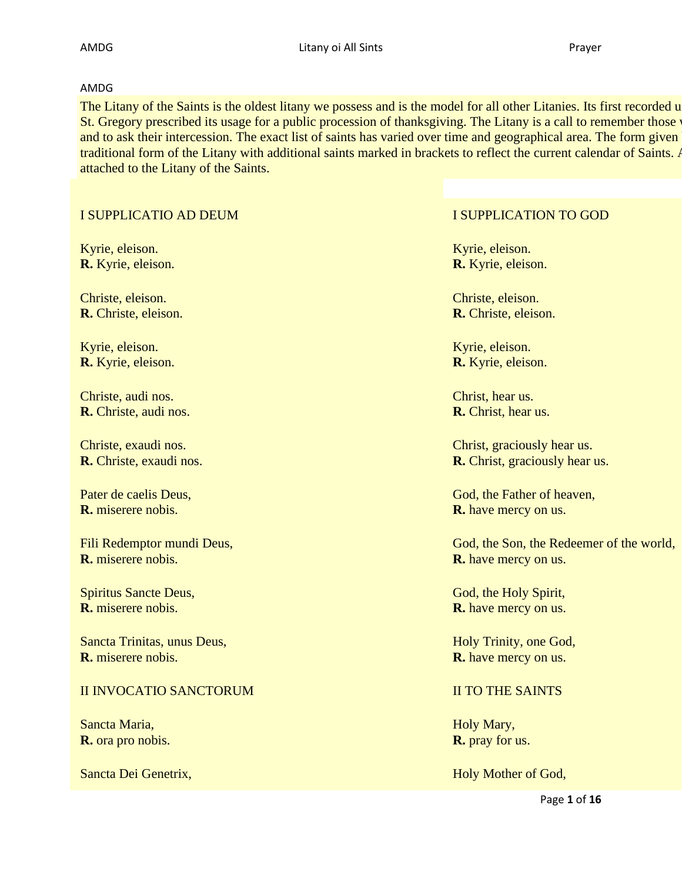AMDG

The Litany of the Saints is the oldest litany we possess and is the model for all other Litanies. Its first recorded u
St. Gregory prescribed its usage for a public procession of thanksgiving. The Litany is a call to remember those v
and to ask their intercession. The exact list of saints has varied over time and geographical area. The form given
traditional form of the Litany with additional saints marked in brackets to reflect the current calendar of Saints. A
attached to the Litany of the Saints.

| I SUPPLICATIO AD DEUM | I SUPPLICATION TO GOD |
|---|---|
| Kyrie, eleison.<br>**R.** Kyrie, eleison. | Kyrie, eleison.<br>**R.** Kyrie, eleison. |
| Christe, eleison.<br>**R.** Christe, eleison. | Christe, eleison.<br>**R.** Christe, eleison. |
| Kyrie, eleison.<br>**R.** Kyrie, eleison. | Kyrie, eleison.<br>**R.** Kyrie, eleison. |
| Christe, audi nos.<br>**R.** Christe, audi nos. | Christ, hear us.<br>**R.** Christ, hear us. |
| Christe, exaudi nos.<br>**R.** Christe, exaudi nos. | Christ, graciously hear us.<br>**R.** Christ, graciously hear us. |
| Pater de caelis Deus,<br>**R.** miserere nobis. | God, the Father of heaven,<br>**R.** have mercy on us. |
| Fili Redemptor mundi Deus,<br>**R.** miserere nobis. | God, the Son, the Redeemer of the world,<br>**R.** have mercy on us. |
| Spiritus Sancte Deus,<br>**R.** miserere nobis. | God, the Holy Spirit,<br>**R.** have mercy on us. |
| Sancta Trinitas, unus Deus,<br>**R.** miserere nobis. | Holy Trinity, one God,<br>**R.** have mercy on us. |
| II INVOCATIO SANCTORUM | II TO THE SAINTS |
| Sancta Maria,<br>**R.** ora pro nobis. | Holy Mary,<br>**R.** pray for us. |
| Sancta Dei Genetrix, | Holy Mother of God, |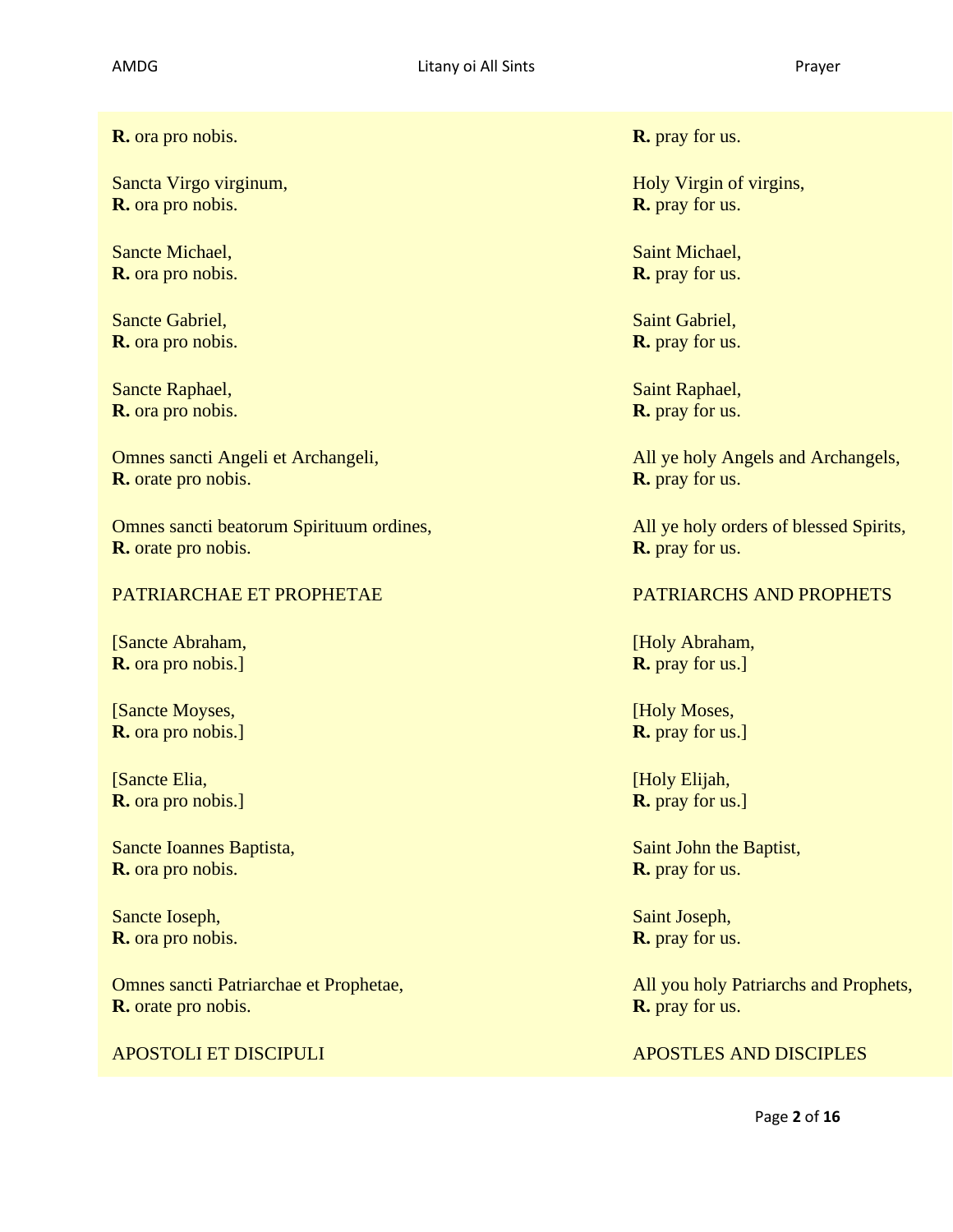| | |
|---|---|
| **R.** ora pro nobis. | **R.** pray for us. |
| Sancta Virgo virginum,<br>**R.** ora pro nobis. | Holy Virgin of virgins,<br>**R.** pray for us. |
| Sancte Michael,<br>**R.** ora pro nobis. | Saint Michael,<br>**R.** pray for us. |
| Sancte Gabriel,<br>**R.** ora pro nobis. | Saint Gabriel,<br>**R.** pray for us. |
| Sancte Raphael,<br>**R.** ora pro nobis. | Saint Raphael,<br>**R.** pray for us. |
| Omnes sancti Angeli et Archangeli,<br>**R.** orate pro nobis. | All ye holy Angels and Archangels,<br>**R.** pray for us. |
| Omnes sancti beatorum Spirituum ordines,<br>**R.** orate pro nobis. | All ye holy orders of blessed Spirits,<br>**R.** pray for us. |
| PATRIARCHAE ET PROPHETAE | PATRIARCHS AND PROPHETS |
| [Sancte Abraham,<br>**R.** ora pro nobis.] | [Holy Abraham,<br>**R.** pray for us.] |
| [Sancte Moyses,<br>**R.** ora pro nobis.] | [Holy Moses,<br>**R.** pray for us.] |
| [Sancte Elia,<br>**R.** ora pro nobis.] | [Holy Elijah,<br>**R.** pray for us.] |
| Sancte Ioannes Baptista,<br>**R.** ora pro nobis. | Saint John the Baptist,<br>**R.** pray for us. |
| Sancte Ioseph,<br>**R.** ora pro nobis. | Saint Joseph,<br>**R.** pray for us. |
| Omnes sancti Patriarchae et Prophetae,<br>**R.** orate pro nobis. | All you holy Patriarchs and Prophets,<br>**R.** pray for us. |
| APOSTOLI ET DISCIPULI | APOSTLES AND DISCIPLES |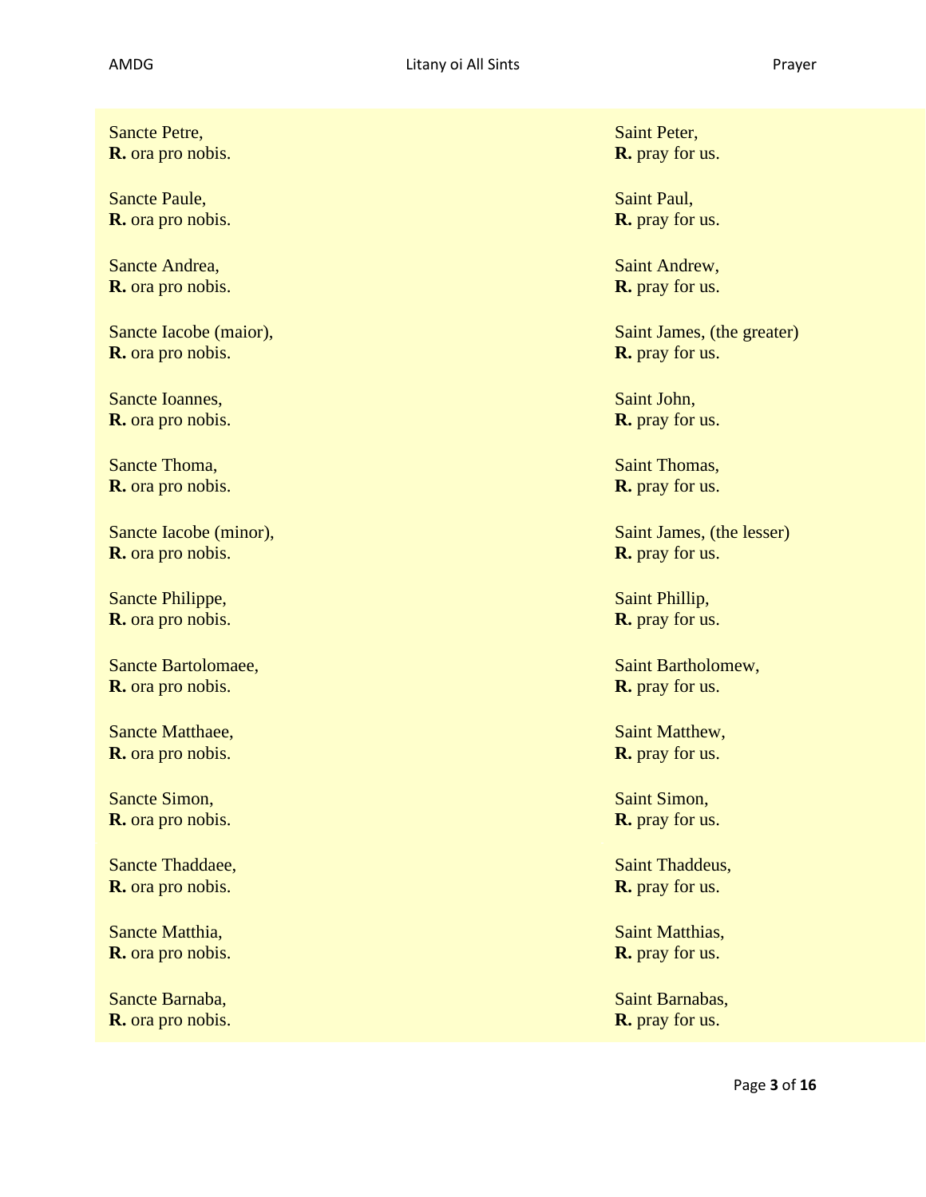| | |
|---|---|
| Sancte Petre,<br>**R.** ora pro nobis. | Saint Peter,<br>**R.** pray for us. |
| Sancte Paule,<br>**R.** ora pro nobis. | Saint Paul,<br>**R.** pray for us. |
| Sancte Andrea,<br>**R.** ora pro nobis. | Saint Andrew,<br>**R.** pray for us. |
| Sancte Iacobe (maior),<br>**R.** ora pro nobis. | Saint James, (the greater)<br>**R.** pray for us. |
| Sancte Ioannes,<br>**R.** ora pro nobis. | Saint John,<br>**R.** pray for us. |
| Sancte Thoma,<br>**R.** ora pro nobis. | Saint Thomas,<br>**R.** pray for us. |
| Sancte Iacobe (minor),<br>**R.** ora pro nobis. | Saint James, (the lesser)<br>**R.** pray for us. |
| Sancte Philippe,<br>**R.** ora pro nobis. | Saint Phillip,<br>**R.** pray for us. |
| Sancte Bartolomaee,<br>**R.** ora pro nobis. | Saint Bartholomew,<br>**R.** pray for us. |
| Sancte Matthaee,<br>**R.** ora pro nobis. | Saint Matthew,<br>**R.** pray for us. |
| Sancte Simon,<br>**R.** ora pro nobis. | Saint Simon,<br>**R.** pray for us. |
| Sancte Thaddaee,<br>**R.** ora pro nobis. | Saint Thaddeus,<br>**R.** pray for us. |
| Sancte Matthia,<br>**R.** ora pro nobis. | Saint Matthias,<br>**R.** pray for us. |
| Sancte Barnaba,<br>**R.** ora pro nobis. | Saint Barnabas,<br>**R.** pray for us. |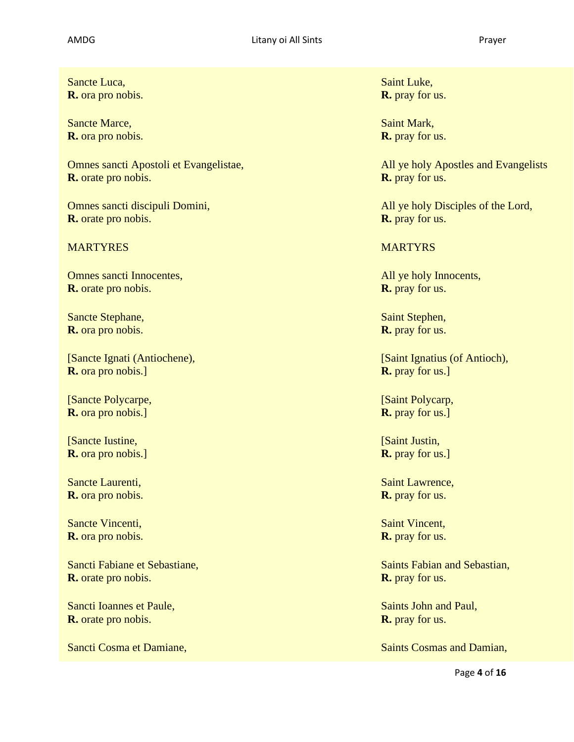Sancte Luca,
**R.** ora pro nobis.

Saint Luke,
**R.** pray for us.

Sancte Marce,
**R.** ora pro nobis.

Saint Mark,
**R.** pray for us.

Omnes sancti Apostoli et Evangelistae,
**R.** orate pro nobis.

All ye holy Apostles and Evangelists
**R.** pray for us.

Omnes sancti discipuli Domini,
**R.** orate pro nobis.

All ye holy Disciples of the Lord,
**R.** pray for us.

MARTYRES

MARTYRS

Omnes sancti Innocentes,
**R.** orate pro nobis.

All ye holy Innocents,
**R.** pray for us.

Sancte Stephane,
**R.** ora pro nobis.

Saint Stephen,
**R.** pray for us.

[Sancte Ignati (Antiochene),
**R.** ora pro nobis.]

[Saint Ignatius (of Antioch),
**R.** pray for us.]

[Sancte Polycarpe,
**R.** ora pro nobis.]

[Saint Polycarp,
**R.** pray for us.]

[Sancte Iustine,
**R.** ora pro nobis.]

[Saint Justin,
**R.** pray for us.]

Sancte Laurenti,
**R.** ora pro nobis.

Saint Lawrence,
**R.** pray for us.

Sancte Vincenti,
**R.** ora pro nobis.

Saint Vincent,
**R.** pray for us.

Sancti Fabiane et Sebastiane,
**R.** orate pro nobis.

Saints Fabian and Sebastian,
**R.** pray for us.

Sancti Ioannes et Paule,
**R.** orate pro nobis.

Saints John and Paul,
**R.** pray for us.

Sancti Cosma et Damiane,

Saints Cosmas and Damian,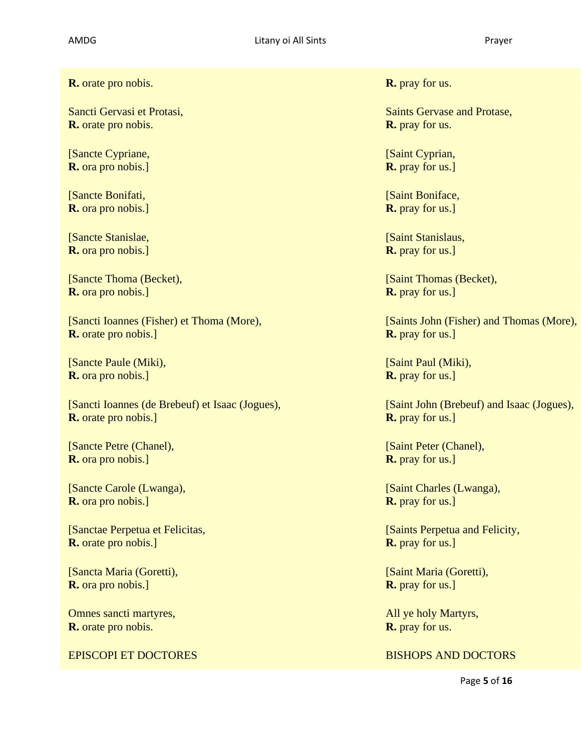| | |
|---|---|
| **R.** orate pro nobis. | **R.** pray for us. |
| Sancti Gervasi et Protasi,<br>**R.** orate pro nobis. | Saints Gervase and Protase,<br>**R.** pray for us. |
| [Sancte Cypriane,<br>**R.** ora pro nobis.] | [Saint Cyprian,<br>**R.** pray for us.] |
| [Sancte Bonifati,<br>**R.** ora pro nobis.] | [Saint Boniface,<br>**R.** pray for us.] |
| [Sancte Stanislae,<br>**R.** ora pro nobis.] | [Saint Stanislaus,<br>**R.** pray for us.] |
| [Sancte Thoma (Becket),<br>**R.** ora pro nobis.] | [Saint Thomas (Becket),<br>**R.** pray for us.] |
| [Sancti Ioannes (Fisher) et Thoma (More),<br>**R.** orate pro nobis.] | [Saints John (Fisher) and Thomas (More),<br>**R.** pray for us.] |
| [Sancte Paule (Miki),<br>**R.** ora pro nobis.] | [Saint Paul (Miki),<br>**R.** pray for us.] |
| [Sancti Ioannes (de Brebeuf) et Isaac (Jogues),<br>**R.** orate pro nobis.] | [Saint John (Brebeuf) and Isaac (Jogues),<br>**R.** pray for us.] |
| [Sancte Petre (Chanel),<br>**R.** ora pro nobis.] | [Saint Peter (Chanel),<br>**R.** pray for us.] |
| [Sancte Carole (Lwanga),<br>**R.** ora pro nobis.] | [Saint Charles (Lwanga),<br>**R.** pray for us.] |
| [Sanctae Perpetua et Felicitas,<br>**R.** orate pro nobis.] | [Saints Perpetua and Felicity,<br>**R.** pray for us.] |
| [Sancta Maria (Goretti),<br>**R.** ora pro nobis.] | [Saint Maria (Goretti),<br>**R.** pray for us.] |
| Omnes sancti martyres,<br>**R.** orate pro nobis. | All ye holy Martyrs,<br>**R.** pray for us. |
| EPISCOPI ET DOCTORES | BISHOPS AND DOCTORS |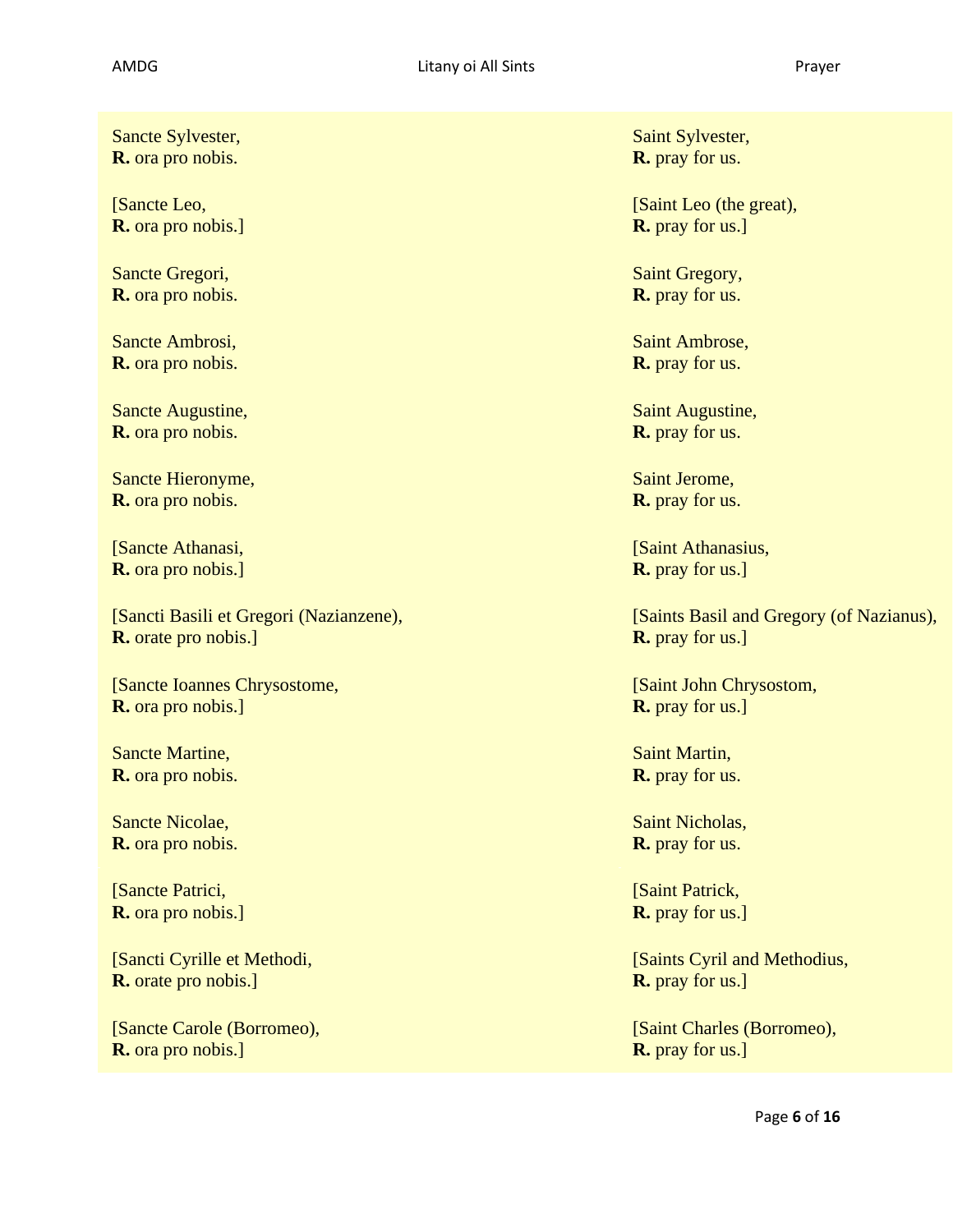| Latin | English |
|---|---|
| Sancte Sylvester,<br>**R.** ora pro nobis. | Saint Sylvester,<br>**R.** pray for us. |
| [Sancte Leo,<br>**R.** ora pro nobis.] | [Saint Leo (the great),<br>**R.** pray for us.] |
| Sancte Gregori,<br>**R.** ora pro nobis. | Saint Gregory,<br>**R.** pray for us. |
| Sancte Ambrosi,<br>**R.** ora pro nobis. | Saint Ambrose,<br>**R.** pray for us. |
| Sancte Augustine,<br>**R.** ora pro nobis. | Saint Augustine,<br>**R.** pray for us. |
| Sancte Hieronyme,<br>**R.** ora pro nobis. | Saint Jerome,<br>**R.** pray for us. |
| [Sancte Athanasi,<br>**R.** ora pro nobis.] | [Saint Athanasius,<br>**R.** pray for us.] |
| [Sancti Basili et Gregori (Nazianzene),<br>**R.** orate pro nobis.] | [Saints Basil and Gregory (of Nazianus),<br>**R.** pray for us.] |
| [Sancte Ioannes Chrysostome,<br>**R.** ora pro nobis.] | [Saint John Chrysostom,<br>**R.** pray for us.] |
| Sancte Martine,<br>**R.** ora pro nobis. | Saint Martin,<br>**R.** pray for us. |
| Sancte Nicolae,<br>**R.** ora pro nobis. | Saint Nicholas,<br>**R.** pray for us. |
| [Sancte Patrici,<br>**R.** ora pro nobis.] | [Saint Patrick,<br>**R.** pray for us.] |
| [Sancti Cyrille et Methodi,<br>**R.** orate pro nobis.] | [Saints Cyril and Methodius,<br>**R.** pray for us.] |
| [Sancte Carole (Borromeo),<br>**R.** ora pro nobis.] | [Saint Charles (Borromeo),<br>**R.** pray for us.] |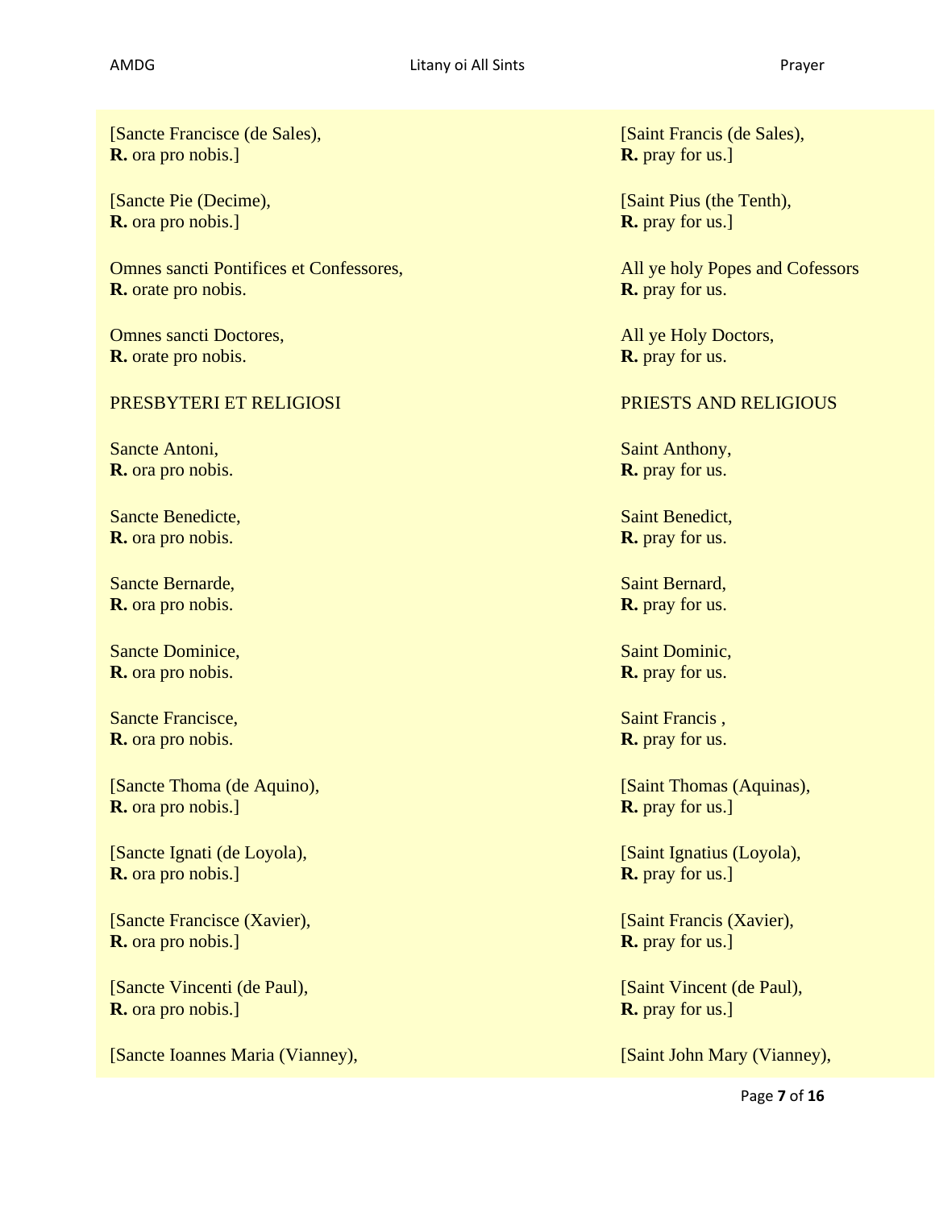| | |
|---|---|
| [Sancte Francisce (de Sales),<br>**R.** ora pro nobis.] | [Saint Francis (de Sales),<br>**R.** pray for us.] |
| [Sancte Pie (Decime),<br>**R.** ora pro nobis.] | [Saint Pius (the Tenth),<br>**R.** pray for us.] |
| Omnes sancti Pontifices et Confessores,<br>**R.** orate pro nobis. | All ye holy Popes and Cofessors<br>**R.** pray for us. |
| Omnes sancti Doctores,<br>**R.** orate pro nobis. | All ye Holy Doctors,<br>**R.** pray for us. |
| PRESBYTERI ET RELIGIOSI | PRIESTS AND RELIGIOUS |
| Sancte Antoni,<br>**R.** ora pro nobis. | Saint Anthony,<br>**R.** pray for us. |
| Sancte Benedicte,<br>**R.** ora pro nobis. | Saint Benedict,<br>**R.** pray for us. |
| Sancte Bernarde,<br>**R.** ora pro nobis. | Saint Bernard,<br>**R.** pray for us. |
| Sancte Dominice,<br>**R.** ora pro nobis. | Saint Dominic,<br>**R.** pray for us. |
| Sancte Francisce,<br>**R.** ora pro nobis. | Saint Francis ,<br>**R.** pray for us. |
| [Sancte Thoma (de Aquino),<br>**R.** ora pro nobis.] | [Saint Thomas (Aquinas),<br>**R.** pray for us.] |
| [Sancte Ignati (de Loyola),<br>**R.** ora pro nobis.] | [Saint Ignatius (Loyola),<br>**R.** pray for us.] |
| [Sancte Francisce (Xavier),<br>**R.** ora pro nobis.] | [Saint Francis (Xavier),<br>**R.** pray for us.] |
| [Sancte Vincenti (de Paul),<br>**R.** ora pro nobis.] | [Saint Vincent (de Paul),<br>**R.** pray for us.] |
| [Sancte Ioannes Maria (Vianney), | [Saint John Mary (Vianney), |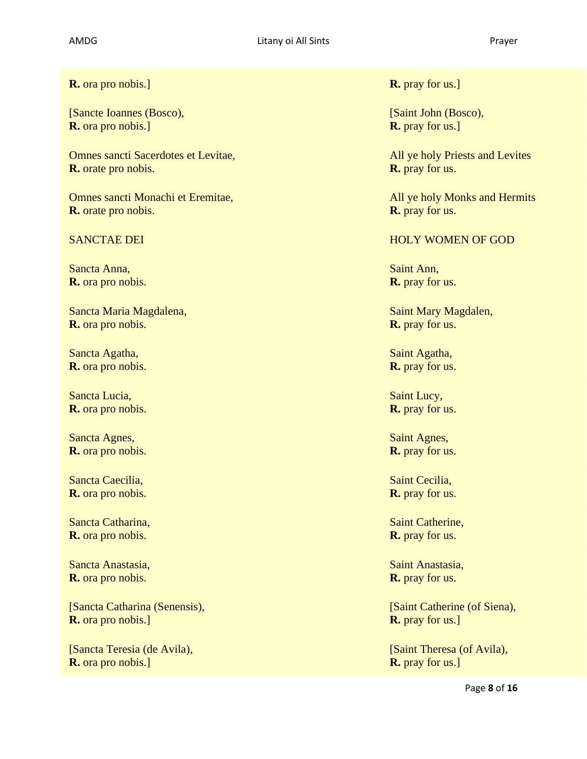**R.** ora pro nobis.]

[Sancte Ioannes (Bosco),
**R.** ora pro nobis.]

Omnes sancti Sacerdotes et Levitae,
**R.** orate pro nobis.

Omnes sancti Monachi et Eremitae,
**R.** orate pro nobis.

SANCTAE DEI

Sancta Anna,
**R.** ora pro nobis.

Sancta Maria Magdalena,
**R.** ora pro nobis.

Sancta Agatha,
**R.** ora pro nobis.

Sancta Lucia,
**R.** ora pro nobis.

Sancta Agnes,
**R.** ora pro nobis.

Sancta Caecilia,
**R.** ora pro nobis.

Sancta Catharina,
**R.** ora pro nobis.

Sancta Anastasia,
**R.** ora pro nobis.

[Sancta Catharina (Senensis),
**R.** ora pro nobis.]

[Sancta Teresia (de Avila),
**R.** ora pro nobis.]

**R.** pray for us.]

[Saint John (Bosco),
**R.** pray for us.]

All ye holy Priests and Levites
**R.** pray for us.

All ye holy Monks and Hermits
**R.** pray for us.

HOLY WOMEN OF GOD

Saint Ann,
**R.** pray for us.

Saint Mary Magdalen,
**R.** pray for us.

Saint Agatha,
**R.** pray for us.

Saint Lucy,
**R.** pray for us.

Saint Agnes,
**R.** pray for us.

Saint Cecilia,
**R.** pray for us.

Saint Catherine,
**R.** pray for us.

Saint Anastasia,
**R.** pray for us.

[Saint Catherine (of Siena),
**R.** pray for us.]

[Saint Theresa (of Avila),
**R.** pray for us.]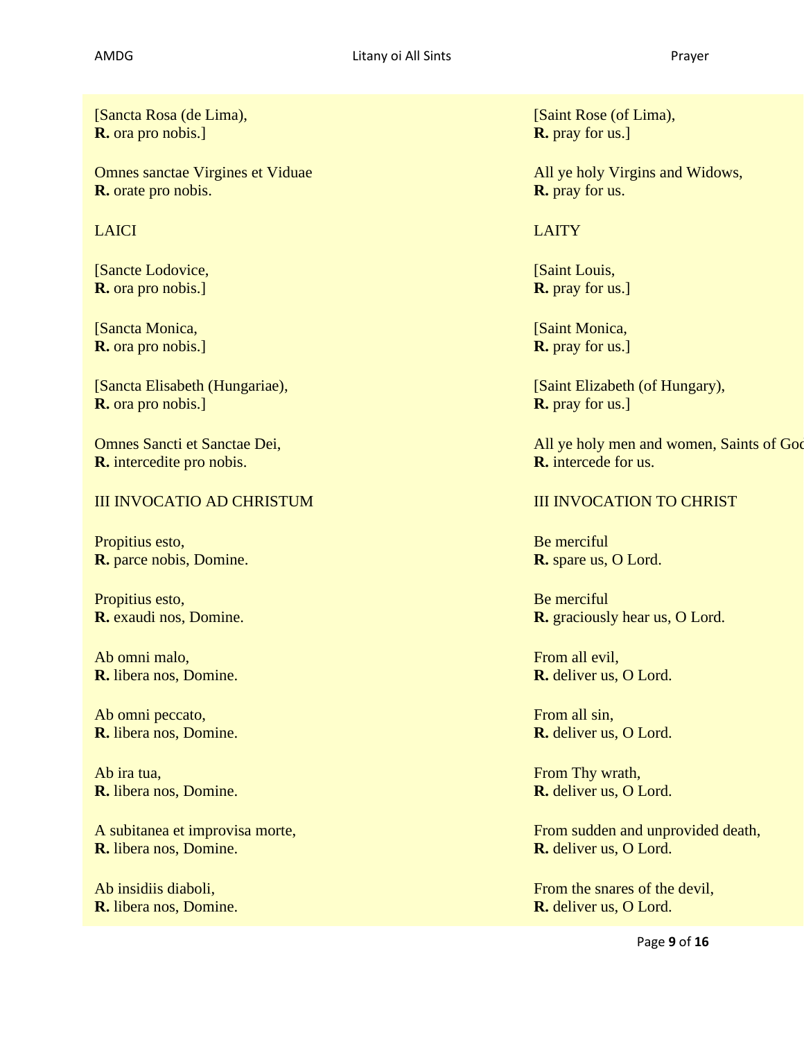| | |
|---|---|
| [Sancta Rosa (de Lima),<br>**R.** ora pro nobis.] | [Saint Rose (of Lima),<br>**R.** pray for us.] |
| Omnes sanctae Virgines et Viduae<br>**R.** orate pro nobis. | All ye holy Virgins and Widows,<br>**R.** pray for us. |
| LAICI | LAITY |
| [Sancte Lodovice,<br>**R.** ora pro nobis.] | [Saint Louis,<br>**R.** pray for us.] |
| [Sancta Monica,<br>**R.** ora pro nobis.] | [Saint Monica,<br>**R.** pray for us.] |
| [Sancta Elisabeth (Hungariae),<br>**R.** ora pro nobis.] | [Saint Elizabeth (of Hungary),<br>**R.** pray for us.] |
| Omnes Sancti et Sanctae Dei,<br>**R.** intercedite pro nobis. | All ye holy men and women, Saints of God<br>**R.** intercede for us. |
| III INVOCATIO AD CHRISTUM | III INVOCATION TO CHRIST |
| Propitius esto,<br>**R.** parce nobis, Domine. | Be merciful<br>**R.** spare us, O Lord. |
| Propitius esto,<br>**R.** exaudi nos, Domine. | Be merciful<br>**R.** graciously hear us, O Lord. |
| Ab omni malo,<br>**R.** libera nos, Domine. | From all evil,<br>**R.** deliver us, O Lord. |
| Ab omni peccato,<br>**R.** libera nos, Domine. | From all sin,<br>**R.** deliver us, O Lord. |
| Ab ira tua,<br>**R.** libera nos, Domine. | From Thy wrath,<br>**R.** deliver us, O Lord. |
| A subitanea et improvisa morte,<br>**R.** libera nos, Domine. | From sudden and unprovided death,<br>**R.** deliver us, O Lord. |
| Ab insidiis diaboli,<br>**R.** libera nos, Domine. | From the snares of the devil,<br>**R.** deliver us, O Lord. |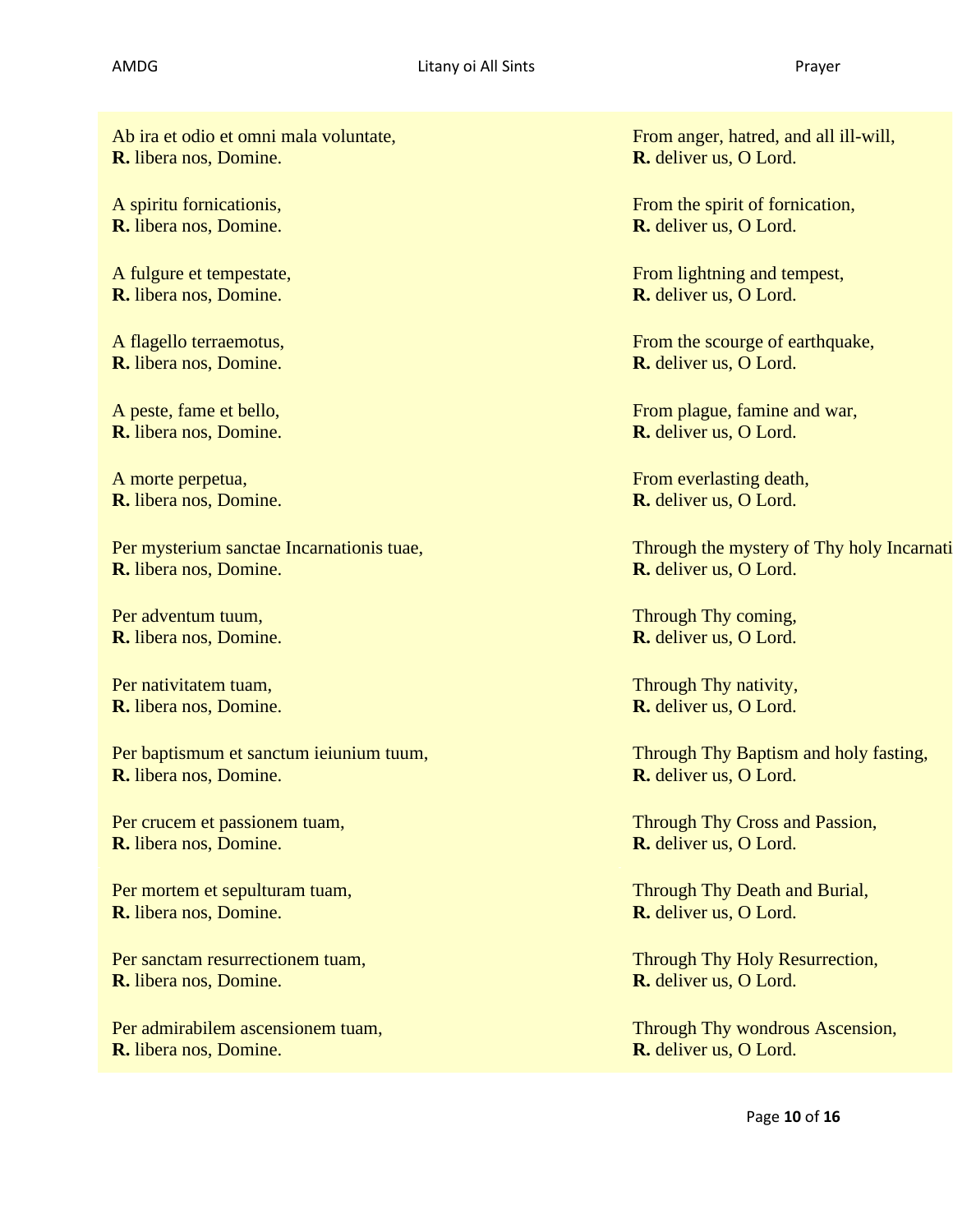| | |
|---|---|
| Ab ira et odio et omni mala voluntate,<br>**R.** libera nos, Domine. | From anger, hatred, and all ill-will,<br>**R.** deliver us, O Lord. |
| A spiritu fornicationis,<br>**R.** libera nos, Domine. | From the spirit of fornication,<br>**R.** deliver us, O Lord. |
| A fulgure et tempestate,<br>**R.** libera nos, Domine. | From lightning and tempest,<br>**R.** deliver us, O Lord. |
| A flagello terraemotus,<br>**R.** libera nos, Domine. | From the scourge of earthquake,<br>**R.** deliver us, O Lord. |
| A peste, fame et bello,<br>**R.** libera nos, Domine. | From plague, famine and war,<br>**R.** deliver us, O Lord. |
| A morte perpetua,<br>**R.** libera nos, Domine. | From everlasting death,<br>**R.** deliver us, O Lord. |
| Per mysterium sanctae Incarnationis tuae,<br>**R.** libera nos, Domine. | Through the mystery of Thy holy Incarnati<br>**R.** deliver us, O Lord. |
| Per adventum tuum,<br>**R.** libera nos, Domine. | Through Thy coming,<br>**R.** deliver us, O Lord. |
| Per nativitatem tuam,<br>**R.** libera nos, Domine. | Through Thy nativity,<br>**R.** deliver us, O Lord. |
| Per baptismum et sanctum ieiunium tuum,<br>**R.** libera nos, Domine. | Through Thy Baptism and holy fasting,<br>**R.** deliver us, O Lord. |
| Per crucem et passionem tuam,<br>**R.** libera nos, Domine. | Through Thy Cross and Passion,<br>**R.** deliver us, O Lord. |
| Per mortem et sepulturam tuam,<br>**R.** libera nos, Domine. | Through Thy Death and Burial,<br>**R.** deliver us, O Lord. |
| Per sanctam resurrectionem tuam,<br>**R.** libera nos, Domine. | Through Thy Holy Resurrection,<br>**R.** deliver us, O Lord. |
| Per admirabilem ascensionem tuam,<br>**R.** libera nos, Domine. | Through Thy wondrous Ascension,<br>**R.** deliver us, O Lord. |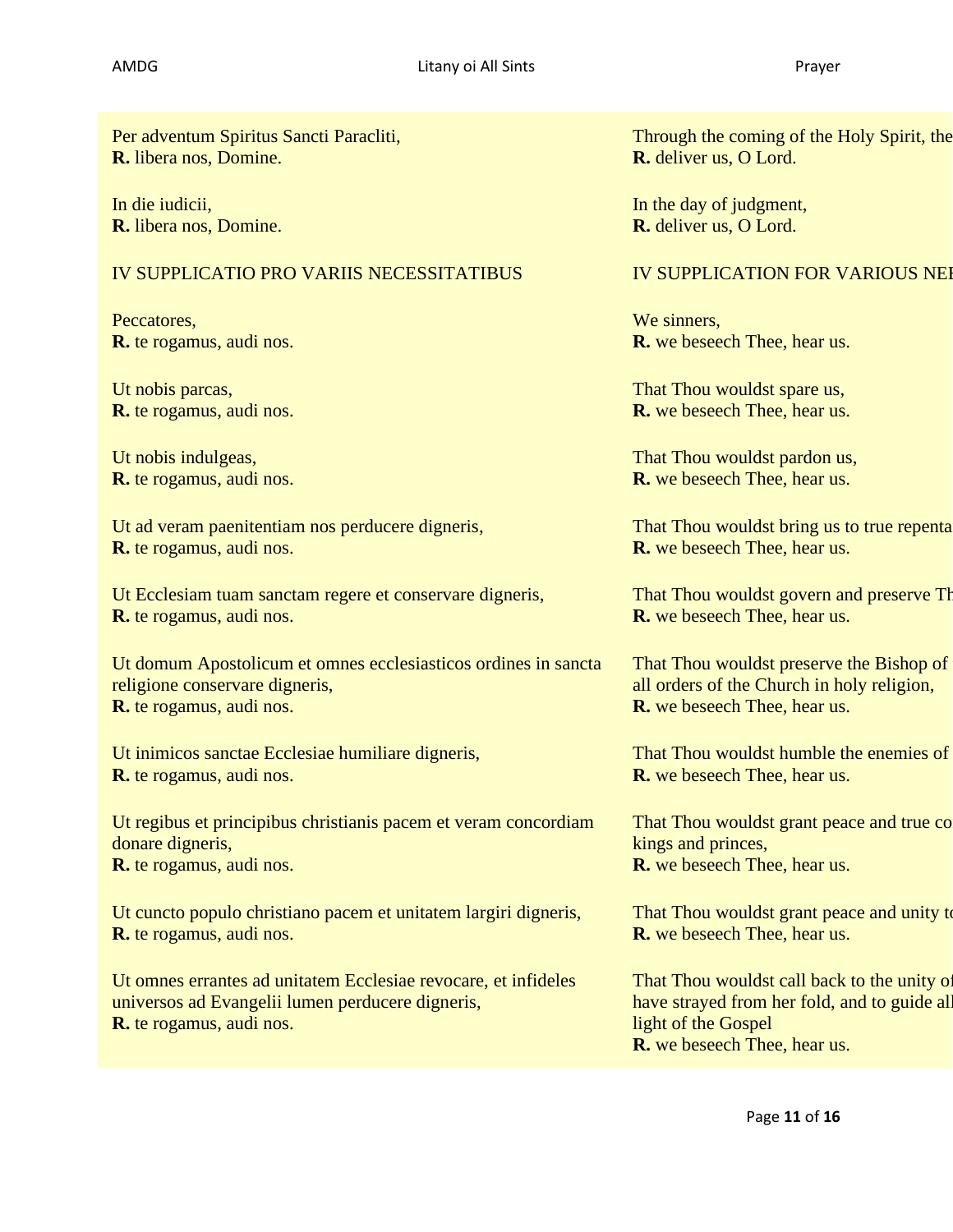| | |
|---|---|
| Per adventum Spiritus Sancti Paracliti,<br>**R.** libera nos, Domine. | Through the coming of the Holy Spirit, the<br>**R.** deliver us, O Lord. |
| In die iudicii,<br>**R.** libera nos, Domine. | In the day of judgment,<br>**R.** deliver us, O Lord. |
| IV SUPPLICATIO PRO VARIIS NECESSITATIBUS | IV SUPPLICATION FOR VARIOUS NE |
| Peccatores,<br>**R.** te rogamus, audi nos. | We sinners,<br>**R.** we beseech Thee, hear us. |
| Ut nobis parcas,<br>**R.** te rogamus, audi nos. | That Thou wouldst spare us,<br>**R.** we beseech Thee, hear us. |
| Ut nobis indulgeas,<br>**R.** te rogamus, audi nos. | That Thou wouldst pardon us,<br>**R.** we beseech Thee, hear us. |
| Ut ad veram paenitentiam nos perducere digneris,<br>**R.** te rogamus, audi nos. | That Thou wouldst bring us to true repenta<br>**R.** we beseech Thee, hear us. |
| Ut Ecclesiam tuam sanctam regere et conservare digneris,<br>**R.** te rogamus, audi nos. | That Thou wouldst govern and preserve Th<br>**R.** we beseech Thee, hear us. |
| Ut domum Apostolicum et omnes ecclesiasticos ordines in sancta religione conservare digneris,<br>**R.** te rogamus, audi nos. | That Thou wouldst preserve the Bishop of<br>all orders of the Church in holy religion,<br>**R.** we beseech Thee, hear us. |
| Ut inimicos sanctae Ecclesiae humiliare digneris,<br>**R.** te rogamus, audi nos. | That Thou wouldst humble the enemies of<br>**R.** we beseech Thee, hear us. |
| Ut regibus et principibus christianis pacem et veram concordiam donare digneris,<br>**R.** te rogamus, audi nos. | That Thou wouldst grant peace and true co<br>kings and princes,<br>**R.** we beseech Thee, hear us. |
| Ut cuncto populo christiano pacem et unitatem largiri digneris,<br>**R.** te rogamus, audi nos. | That Thou wouldst grant peace and unity to<br>**R.** we beseech Thee, hear us. |
| Ut omnes errantes ad unitatem Ecclesiae revocare, et infideles universos ad Evangelii lumen perducere digneris,<br>**R.** te rogamus, audi nos. | That Thou wouldst call back to the unity of<br>have strayed from her fold, and to guide all<br>light of the Gospel<br>**R.** we beseech Thee, hear us. |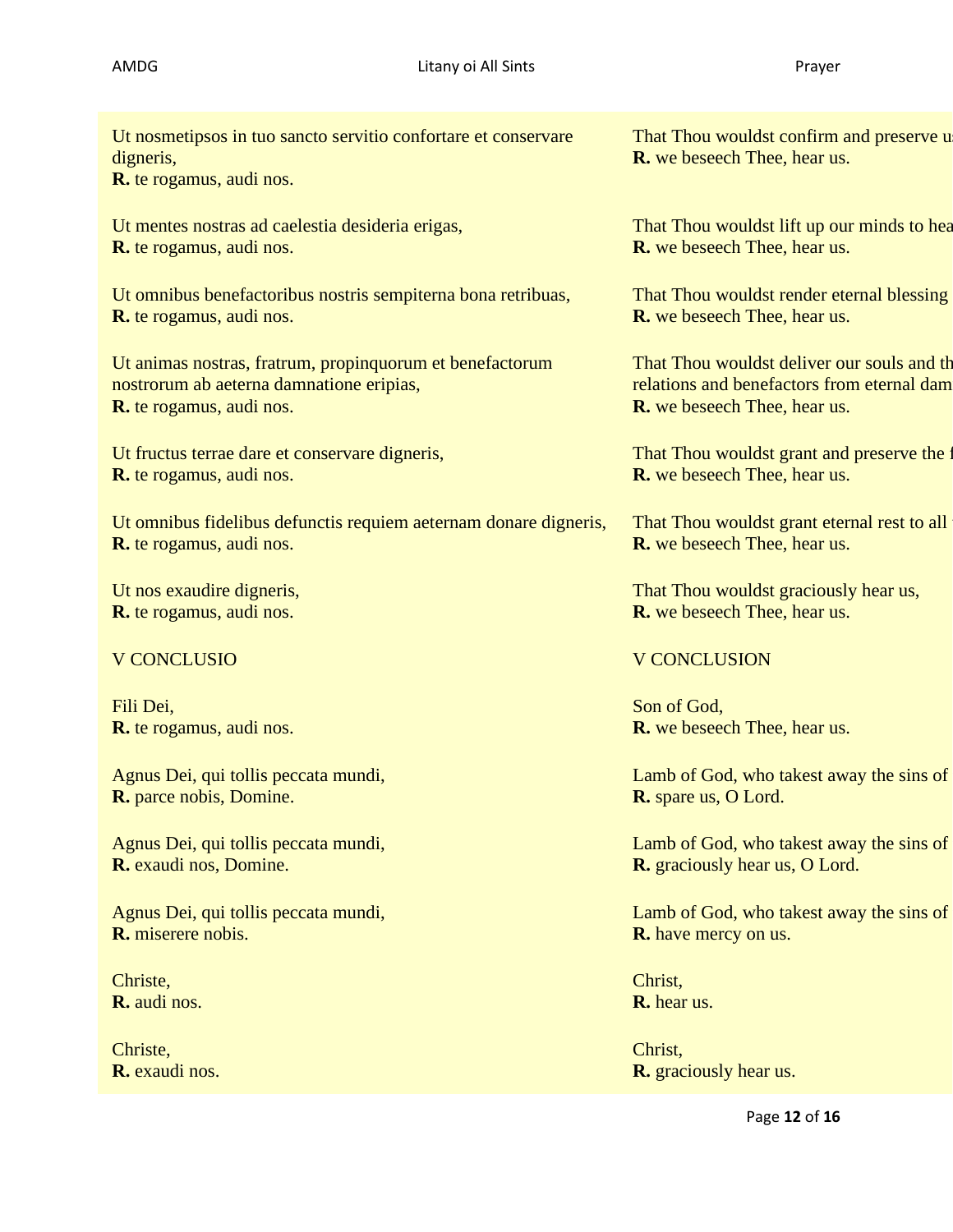Ut nosmetipsos in tuo sancto servitio confortare et conservare digneris,
**R.** te rogamus, audi nos.

That Thou wouldst confirm and preserve u
**R.** we beseech Thee, hear us.

Ut mentes nostras ad caelestia desideria erigas,
**R.** te rogamus, audi nos.

That Thou wouldst lift up our minds to hea
**R.** we beseech Thee, hear us.

Ut omnibus benefactoribus nostris sempiterna bona retribuas,
**R.** te rogamus, audi nos.

That Thou wouldst render eternal blessing
**R.** we beseech Thee, hear us.

Ut animas nostras, fratrum, propinquorum et benefactorum nostrorum ab aeterna damnatione eripias,
**R.** te rogamus, audi nos.

That Thou wouldst deliver our souls and th
relations and benefactors from eternal dam
**R.** we beseech Thee, hear us.

Ut fructus terrae dare et conservare digneris,
**R.** te rogamus, audi nos.

That Thou wouldst grant and preserve the f
**R.** we beseech Thee, hear us.

Ut omnibus fidelibus defunctis requiem aeternam donare digneris,
**R.** te rogamus, audi nos.

That Thou wouldst grant eternal rest to all
**R.** we beseech Thee, hear us.

Ut nos exaudire digneris,
**R.** te rogamus, audi nos.

That Thou wouldst graciously hear us,
**R.** we beseech Thee, hear us.

## V CONCLUSIO

## V CONCLUSION

Fili Dei,
**R.** te rogamus, audi nos.

Son of God,
**R.** we beseech Thee, hear us.

Agnus Dei, qui tollis peccata mundi,
**R.** parce nobis, Domine.

Lamb of God, who takest away the sins of
**R.** spare us, O Lord.

Agnus Dei, qui tollis peccata mundi,
**R.** exaudi nos, Domine.

Lamb of God, who takest away the sins of
**R.** graciously hear us, O Lord.

Agnus Dei, qui tollis peccata mundi,
**R.** miserere nobis.

Lamb of God, who takest away the sins of
**R.** have mercy on us.

Christe,
**R.** audi nos.

Christ,
**R.** hear us.

Christe,
**R.** exaudi nos.

Christ,
**R.** graciously hear us.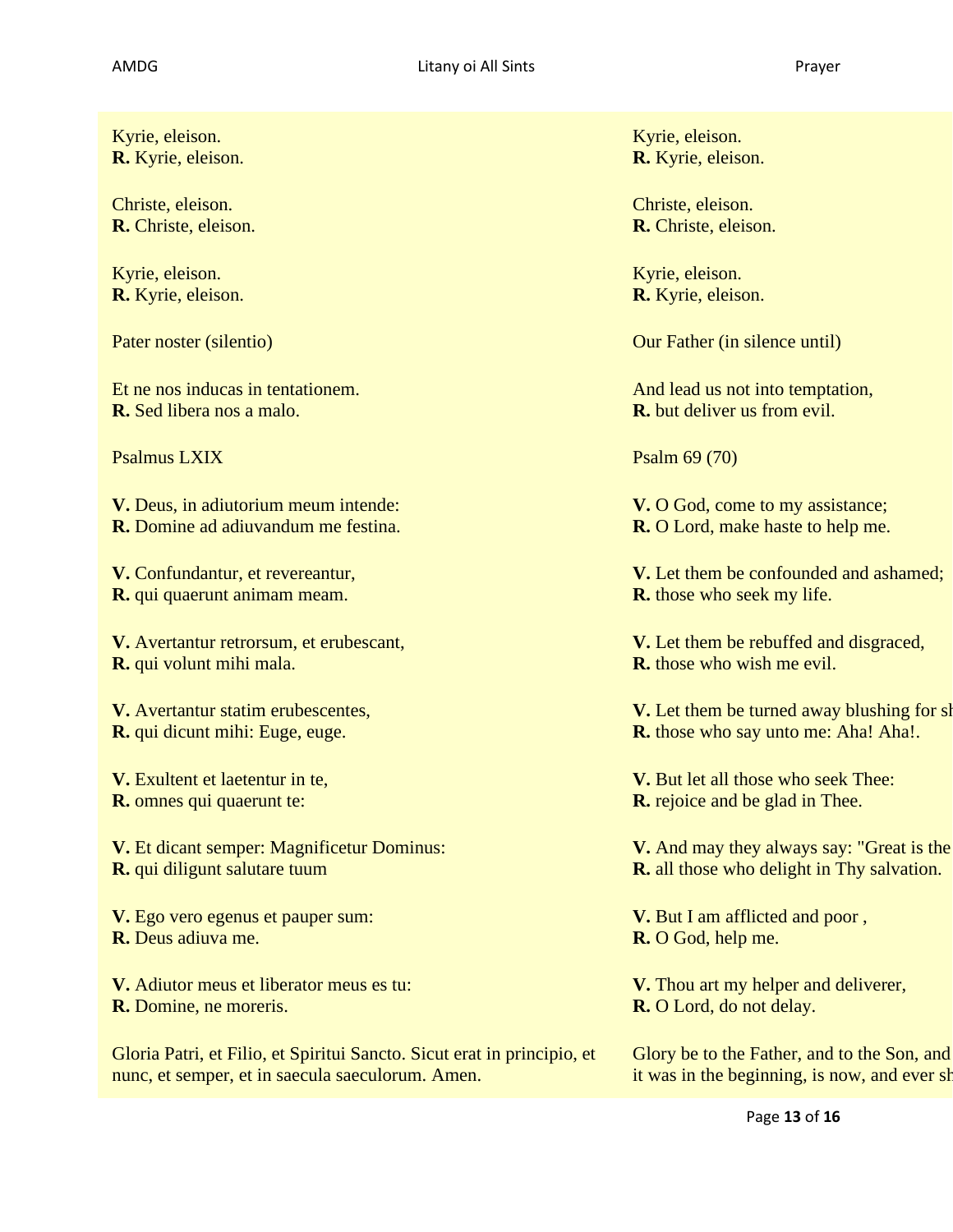Kyrie, eleison.
**R.** Kyrie, eleison.

Christe, eleison.
**R.** Christe, eleison.

Kyrie, eleison.
**R.** Kyrie, eleison.

Pater noster (silentio)

Et ne nos inducas in tentationem.
**R.** Sed libera nos a malo.

Psalmus LXIX

**V.** Deus, in adiutorium meum intende:
**R.** Domine ad adiuvandum me festina.

**V.** Confundantur, et revereantur,
**R.** qui quaerunt animam meam.

**V.** Avertantur retrorsum, et erubescant,
**R.** qui volunt mihi mala.

**V.** Avertantur statim erubescentes,
**R.** qui dicunt mihi: Euge, euge.

**V.** Exultent et laetentur in te,
**R.** omnes qui quaerunt te:

**V.** Et dicant semper: Magnificetur Dominus:
**R.** qui diligunt salutare tuum

**V.** Ego vero egenus et pauper sum:
**R.** Deus adiuva me.

**V.** Adiutor meus et liberator meus es tu:
**R.** Domine, ne moreris.

Gloria Patri, et Filio, et Spiritui Sancto. Sicut erat in principio, et nunc, et semper, et in saecula saeculorum. Amen.

Kyrie, eleison.
**R.** Kyrie, eleison.

Christe, eleison.
**R.** Christe, eleison.

Kyrie, eleison.
**R.** Kyrie, eleison.

Our Father (in silence until)

And lead us not into temptation,
**R.** but deliver us from evil.

Psalm 69 (70)

**V.** O God, come to my assistance;
**R.** O Lord, make haste to help me.

**V.** Let them be confounded and ashamed;
**R.** those who seek my life.

**V.** Let them be rebuffed and disgraced,
**R.** those who wish me evil.

**V.** Let them be turned away blushing for sh
**R.** those who say unto me: Aha! Aha!.

**V.** But let all those who seek Thee:
**R.** rejoice and be glad in Thee.

**V.** And may they always say: "Great is the
**R.** all those who delight in Thy salvation.

**V.** But I am afflicted and poor ,
**R.** O God, help me.

**V.** Thou art my helper and deliverer,
**R.** O Lord, do not delay.

Glory be to the Father, and to the Son, and
it was in the beginning, is now, and ever sh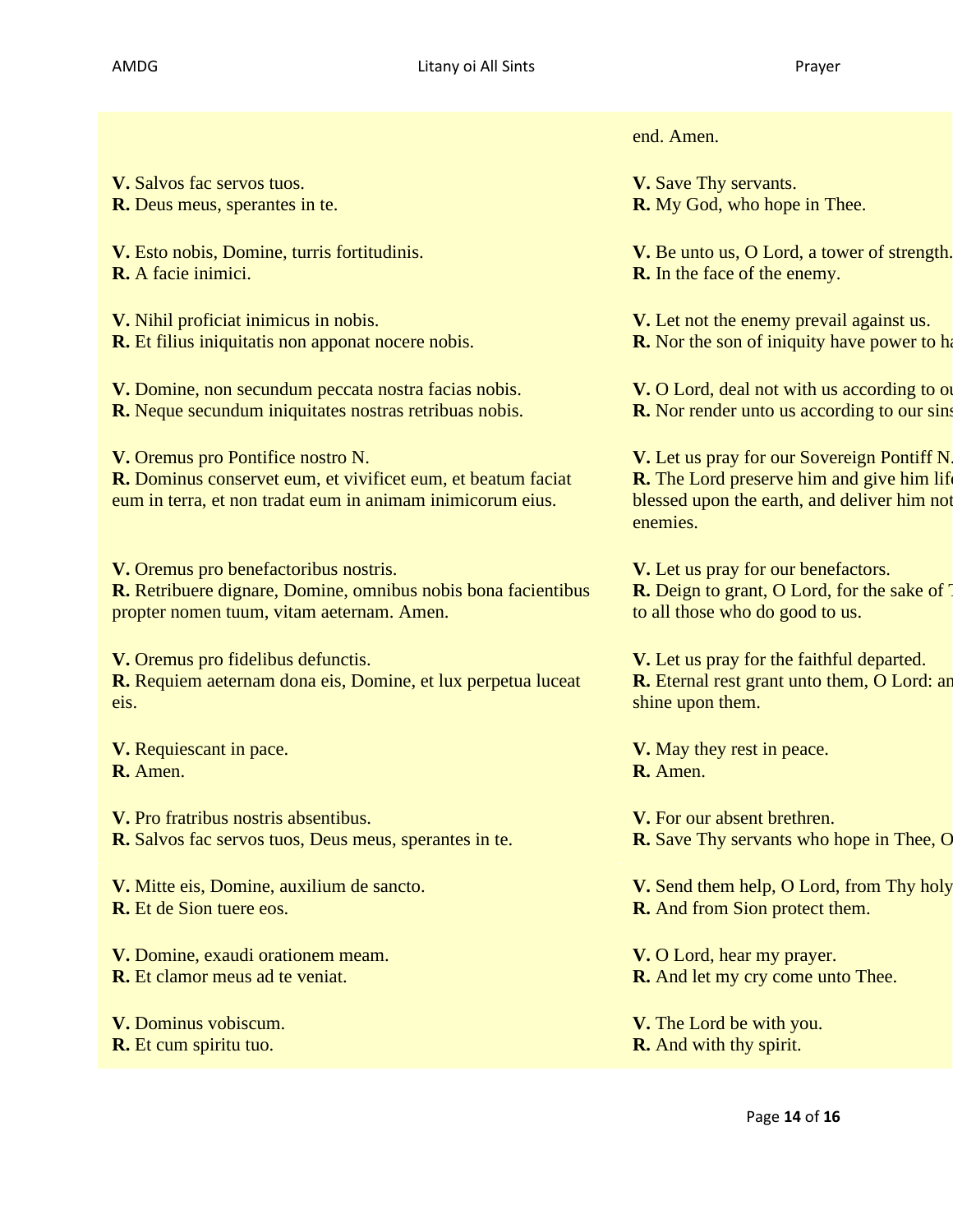end. Amen.

**V.** Salvos fac servos tuos.
**R.** Deus meus, sperantes in te.

**V.** Save Thy servants.
**R.** My God, who hope in Thee.

**V.** Esto nobis, Domine, turris fortitudinis.
**R.** A facie inimici.

**V.** Be unto us, O Lord, a tower of strength.
**R.** In the face of the enemy.

**V.** Nihil proficiat inimicus in nobis.
**R.** Et filius iniquitatis non apponat nocere nobis.

**V.** Let not the enemy prevail against us.
**R.** Nor the son of iniquity have power to ha

**V.** Domine, non secundum peccata nostra facias nobis.
**R.** Neque secundum iniquitates nostras retribuas nobis.

**V.** O Lord, deal not with us according to ou
**R.** Nor render unto us according to our sins

**V.** Oremus pro Pontifice nostro N.
**R.** Dominus conservet eum, et vivificet eum, et beatum faciat eum in terra, et non tradat eum in animam inimicorum eius.

**V.** Let us pray for our Sovereign Pontiff N.
**R.** The Lord preserve him and give him life blessed upon the earth, and deliver him not enemies.

**V.** Oremus pro benefactoribus nostris.
**R.** Retribuere dignare, Domine, omnibus nobis bona facientibus propter nomen tuum, vitam aeternam. Amen.

**V.** Let us pray for our benefactors.
**R.** Deign to grant, O Lord, for the sake of T to all those who do good to us.

**V.** Oremus pro fidelibus defunctis.
**R.** Requiem aeternam dona eis, Domine, et lux perpetua luceat eis.

**V.** Let us pray for the faithful departed.
**R.** Eternal rest grant unto them, O Lord: an shine upon them.

**V.** Requiescant in pace.
**R.** Amen.

**V.** May they rest in peace.
**R.** Amen.

**V.** Pro fratribus nostris absentibus.
**R.** Salvos fac servos tuos, Deus meus, sperantes in te.

**V.** For our absent brethren.
**R.** Save Thy servants who hope in Thee, O

**V.** Mitte eis, Domine, auxilium de sancto.
**R.** Et de Sion tuere eos.

**V.** Send them help, O Lord, from Thy holy
**R.** And from Sion protect them.

**V.** Domine, exaudi orationem meam.
**R.** Et clamor meus ad te veniat.

**V.** O Lord, hear my prayer.
**R.** And let my cry come unto Thee.

**V.** Dominus vobiscum.
**R.** Et cum spiritu tuo.

**V.** The Lord be with you.
**R.** And with thy spirit.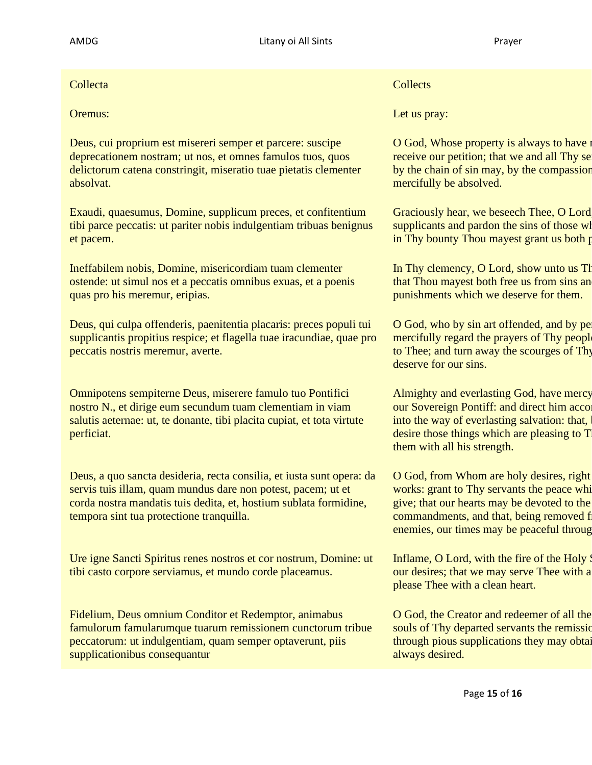| Collecta | Collects |
|---|---|
| Oremus: | Let us pray: |
| Deus, cui proprium est misereri semper et parcere: suscipe deprecationem nostram; ut nos, et omnes famulos tuos, quos delictorum catena constringit, miseratio tuae pietatis clementer absolvat. | O God, Whose property is always to have r receive our petition; that we and all Thy se by the chain of sin may, by the compassion mercifully be absolved. |
| Exaudi, quaesumus, Domine, supplicum preces, et confitentium tibi parce peccatis: ut pariter nobis indulgentiam tribuas benignus et pacem. | Graciously hear, we beseech Thee, O Lord supplicants and pardon the sins of those wh in Thy bounty Thou mayest grant us both p |
| Ineffabilem nobis, Domine, misericordiam tuam clementer ostende: ut simul nos et a peccatis omnibus exuas, et a poenis quas pro his meremur, eripias. | In Thy clemency, O Lord, show unto us Th that Thou mayest both free us from sins an punishments which we deserve for them. |
| Deus, qui culpa offenderis, paenitentia placaris: preces populi tui supplicantis propitius respice; et flagella tuae iracundiae, quae pro peccatis nostris meremur, averte. | O God, who by sin art offended, and by pe mercifully regard the prayers of Thy peopl to Thee; and turn away the scourges of Thy deserve for our sins. |
| Omnipotens sempiterne Deus, miserere famulo tuo Pontifici nostro N., et dirige eum secundum tuam clementiam in viam salutis aeternae: ut, te donante, tibi placita cupiat, et tota virtute perficiat. | Almighty and everlasting God, have mercy our Sovereign Pontiff: and direct him acco into the way of everlasting salvation: that, desire those things which are pleasing to T them with all his strength. |
| Deus, a quo sancta desideria, recta consilia, et iusta sunt opera: da servis tuis illam, quam mundus dare non potest, pacem; ut et corda nostra mandatis tuis dedita, et, hostium sublata formidine, tempora sint tua protectione tranquilla. | O God, from Whom are holy desires, right works: grant to Thy servants the peace whi give; that our hearts may be devoted to the commandments, and that, being removed fr enemies, our times may be peaceful throug |
| Ure igne Sancti Spiritus renes nostros et cor nostrum, Domine: ut tibi casto corpore serviamus, et mundo corde placeamus. | Inflame, O Lord, with the fire of the Holy S our desires; that we may serve Thee with a please Thee with a clean heart. |
| Fidelium, Deus omnium Conditor et Redemptor, animabus famulorum famularumque tuarum remissionem cunctorum tribue peccatorum: ut indulgentiam, quam semper optaverunt, piis supplicationibus consequantur | O God, the Creator and redeemer of all the souls of Thy departed servants the remissio through pious supplications they may obtai always desired. |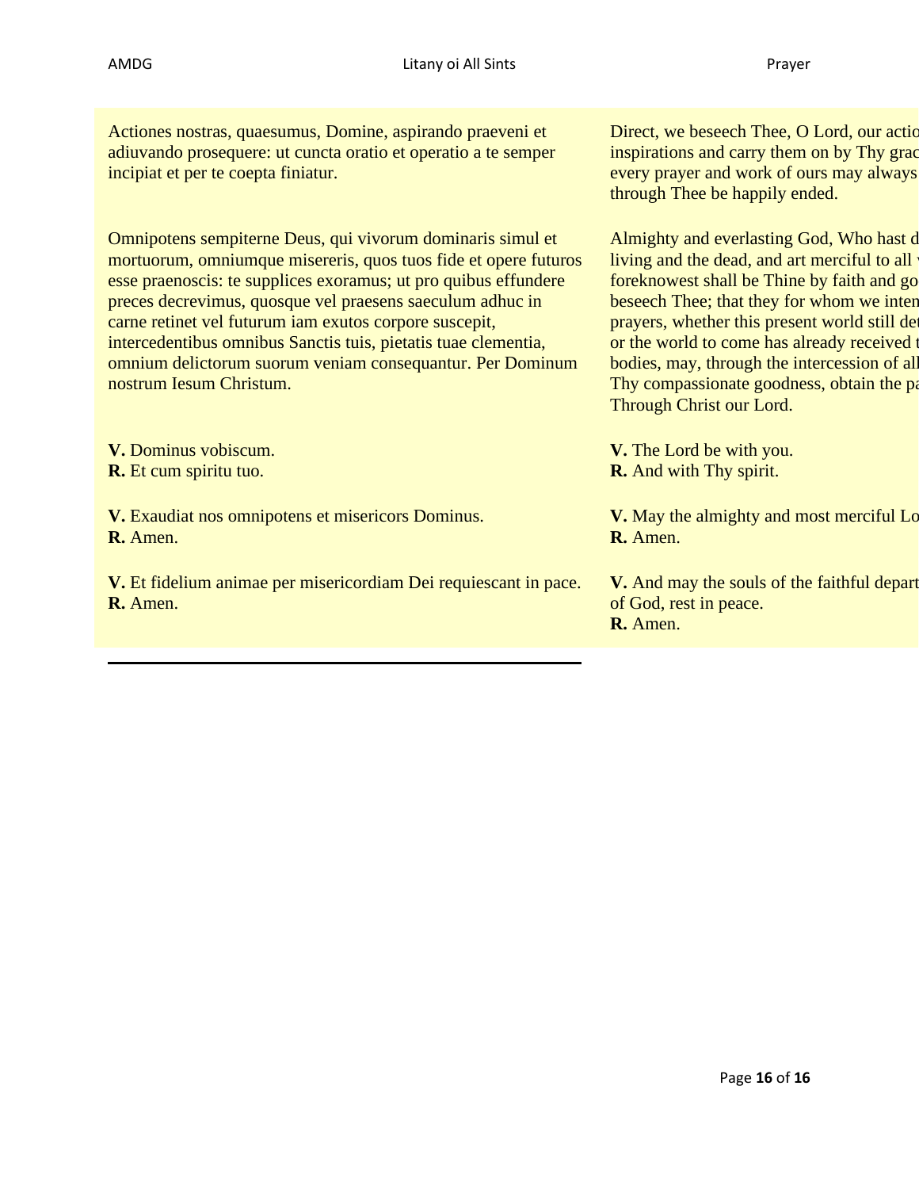Actiones nostras, quaesumus, Domine, aspirando praeveni et adiuvando prosequere: ut cuncta oratio et operatio a te semper incipiat et per te coepta finiatur.

Direct, we beseech Thee, O Lord, our actio inspirations and carry them on by Thy grac every prayer and work of ours may always through Thee be happily ended.

Omnipotens sempiterne Deus, qui vivorum dominaris simul et mortuorum, omniumque misereris, quos tuos fide et opere futuros esse praenoscis: te supplices exoramus; ut pro quibus effundere preces decrevimus, quosque vel praesens saeculum adhuc in carne retinet vel futurum iam exutos corpore suscepit, intercedentibus omnibus Sanctis tuis, pietatis tuae clementia, omnium delictorum suorum veniam consequantur. Per Dominum nostrum Iesum Christum.

Almighty and everlasting God, Who hast d living and the dead, and art merciful to all foreknowest shall be Thine by faith and go beseech Thee; that they for whom we inten prayers, whether this present world still de or the world to come has already received t bodies, may, through the intercession of all Thy compassionate goodness, obtain the pa Through Christ our Lord.

**V.** Dominus vobiscum.
**R.** Et cum spiritu tuo.

**V.** The Lord be with you.
**R.** And with Thy spirit.

**V.** Exaudiat nos omnipotens et misericors Dominus.
**R.** Amen.

**V.** May the almighty and most merciful Lo
**R.** Amen.

**V.** Et fidelium animae per misericordiam Dei requiescant in pace.
**R.** Amen.

**V.** And may the souls of the faithful depart of God, rest in peace.
**R.** Amen.

---